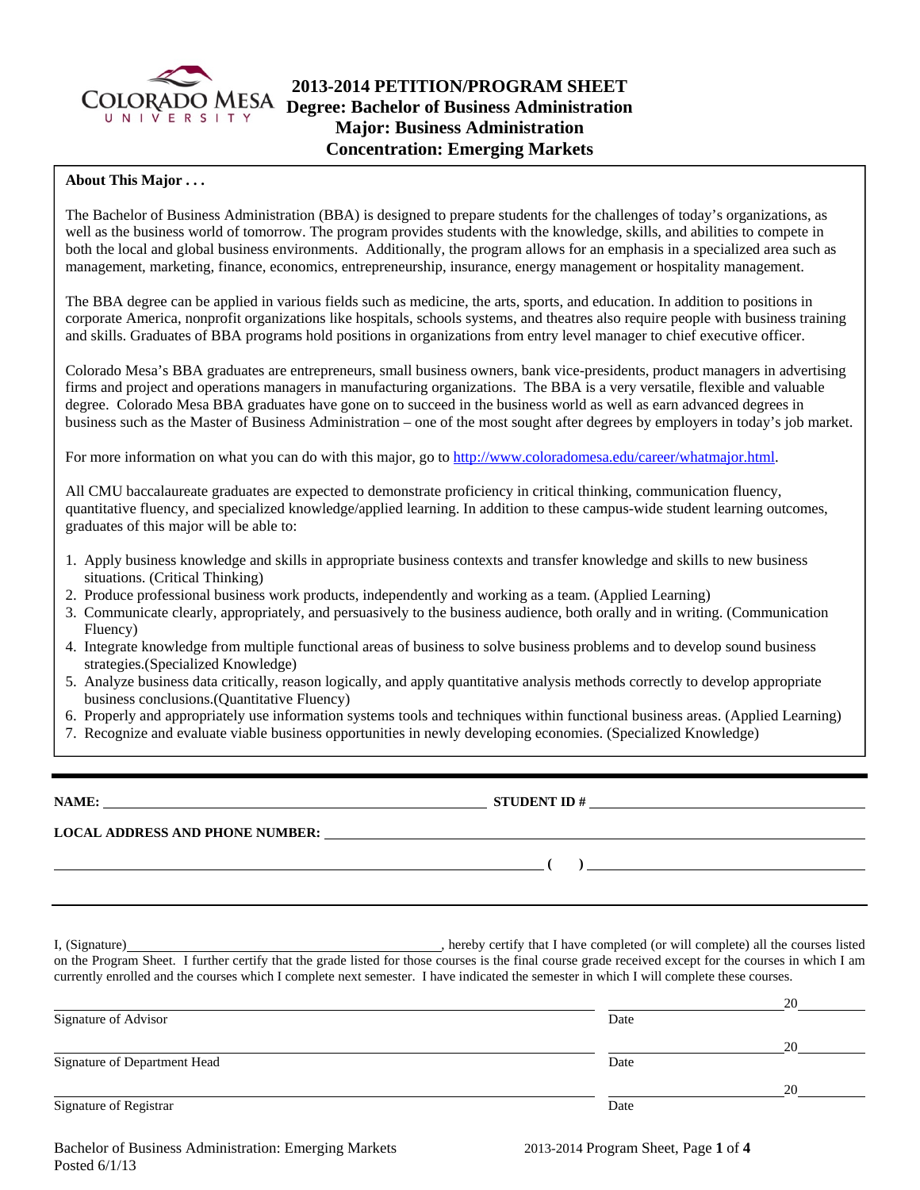# 2013-2014 PETITION/PROGRAM SHEET

## Degree: Bachelor of Business Administration
## Major: Business Administration
## Concentration: Emerging Markets

**About This Major . . .**

The Bachelor of Business Administration (BBA) is designed to prepare students for the challenges of today's organizations, as well as the business world of tomorrow. The program provides students with the knowledge, skills, and abilities to compete in both the local and global business environments. Additionally, the program allows for an emphasis in a specialized area such as management, marketing, finance, economics, entrepreneurship, insurance, energy management or hospitality management.

The BBA degree can be applied in various fields such as medicine, the arts, sports, and education. In addition to positions in corporate America, nonprofit organizations like hospitals, schools systems, and theatres also require people with business training and skills. Graduates of BBA programs hold positions in organizations from entry level manager to chief executive officer.

Colorado Mesa's BBA graduates are entrepreneurs, small business owners, bank vice-presidents, product managers in advertising firms and project and operations managers in manufacturing organizations. The BBA is a very versatile, flexible and valuable degree. Colorado Mesa BBA graduates have gone on to succeed in the business world as well as earn advanced degrees in business such as the Master of Business Administration – one of the most sought after degrees by employers in today's job market.

For more information on what you can do with this major, go to http://www.coloradomesa.edu/career/whatmajor.html.

All CMU baccalaureate graduates are expected to demonstrate proficiency in critical thinking, communication fluency, quantitative fluency, and specialized knowledge/applied learning. In addition to these campus-wide student learning outcomes, graduates of this major will be able to:

1. Apply business knowledge and skills in appropriate business contexts and transfer knowledge and skills to new business situations. (Critical Thinking)
2. Produce professional business work products, independently and working as a team. (Applied Learning)
3. Communicate clearly, appropriately, and persuasively to the business audience, both orally and in writing. (Communication Fluency)
4. Integrate knowledge from multiple functional areas of business to solve business problems and to develop sound business strategies.(Specialized Knowledge)
5. Analyze business data critically, reason logically, and apply quantitative analysis methods correctly to develop appropriate business conclusions.(Quantitative Fluency)
6. Properly and appropriately use information systems tools and techniques within functional business areas. (Applied Learning)
7. Recognize and evaluate viable business opportunities in newly developing economies. (Specialized Knowledge)

---

**NAME:** ______________________________ **STUDENT ID #** ______________________________

**LOCAL ADDRESS AND PHONE NUMBER:** ______________________________

______________________________ **( )** ______________________________

---

I, (Signature)______________________________, hereby certify that I have completed (or will complete) all the courses listed on the Program Sheet. I further certify that the grade listed for those courses is the final course grade received except for the courses in which I am currently enrolled and the courses which I complete next semester. I have indicated the semester in which I will complete these courses.

| | |
|---|---|
| Signature of Advisor | Date ______ 20____ |
| Signature of Department Head | Date ______ 20____ |
| Signature of Registrar | Date ______ 20____ |

Bachelor of Business Administration: Emerging Markets
Posted 6/1/13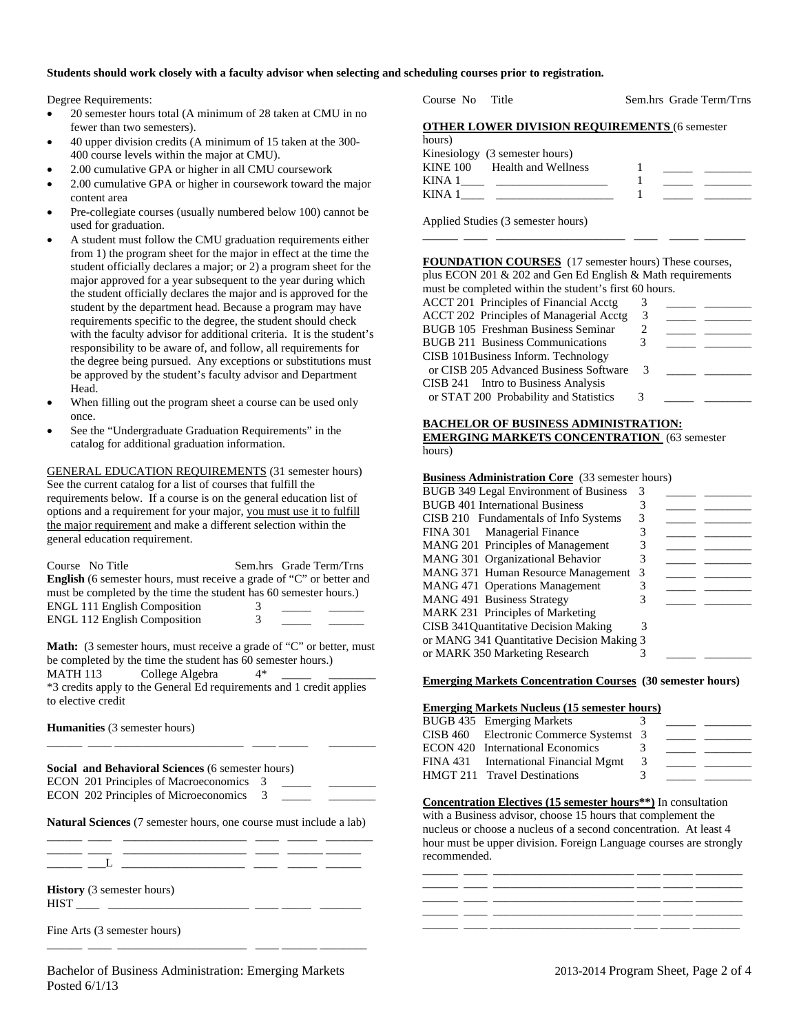**Students should work closely with a faculty advisor when selecting and scheduling courses prior to registration.**

Degree Requirements:

- 20 semester hours total (A minimum of 28 taken at CMU in no fewer than two semesters).
- 40 upper division credits (A minimum of 15 taken at the 300-400 course levels within the major at CMU).
- 2.00 cumulative GPA or higher in all CMU coursework
- 2.00 cumulative GPA or higher in coursework toward the major content area
- Pre-collegiate courses (usually numbered below 100) cannot be used for graduation.
- A student must follow the CMU graduation requirements either from 1) the program sheet for the major in effect at the time the student officially declares a major; or 2) a program sheet for the major approved for a year subsequent to the year during which the student officially declares the major and is approved for the student by the department head. Because a program may have requirements specific to the degree, the student should check with the faculty advisor for additional criteria. It is the student's responsibility to be aware of, and follow, all requirements for the degree being pursued. Any exceptions or substitutions must be approved by the student's faculty advisor and Department Head.
- When filling out the program sheet a course can be used only once.
- See the "Undergraduate Graduation Requirements" in the catalog for additional graduation information.

GENERAL EDUCATION REQUIREMENTS (31 semester hours) See the current catalog for a list of courses that fulfill the requirements below. If a course is on the general education list of options and a requirement for your major, you must use it to fulfill the major requirement and make a different selection within the general education requirement.

| Course No | Title | Sem.hrs | Grade | Term/Trns |
|---|---|---|---|---|
| **English** (6 semester hours, must receive a grade of "C" or better and must be completed by the time the student has 60 semester hours.) | | | | |
| ENGL 111 | English Composition | 3 | _____ | ______ |
| ENGL 112 | English Composition | 3 | _____ | ______ |
| **Math:** (3 semester hours, must receive a grade of "C" or better, must be completed by the time the student has 60 semester hours.) | | | | |
| MATH 113 | College Algebra | 4* | _____ | ________ |

*3 credits apply to the General Ed requirements and 1 credit applies to elective credit

**Humanities** (3 semester hours)

______ ____ ______________________ ____ _____ ________

| Course No | Title | Sem.hrs | Grade | Term/Trns |
|---|---|---|---|---|
| **Social and Behavioral Sciences** (6 semester hours) | | | | |
| ECON 201 | Principles of Macroeconomics | 3 | _____ | ________ |
| ECON 202 | Principles of Microeconomics | 3 | _____ | ________ |

**Natural Sciences** (7 semester hours, one course must include a lab)

______ ____ _____________________ ____ _____ ________
______ ____ _____________________ ____ _____ ______
______ ___L _____________________ ____ _____ ______

**History** (3 semester hours)

HIST ____ _________________________ ____ _____ _______

Fine Arts (3 semester hours)

______ ____ _____________________ ____ ______ ________

| Course No | Title | Sem.hrs | Grade | Term/Trns |
|---|---|---|---|---|
| **OTHER LOWER DIVISION REQUIREMENTS** (6 semester hours) | | | | |
| Kinesiology (3 semester hours) | | | | |
| KINE 100 | Health and Wellness | 1 | _____ | ________ |
| KINA 1____ | ___________________ | 1 | _____ | ________ |
| KINA 1____ | ____________________ | 1 | _____ | ________ |

Applied Studies (3 semester hours)

______ ____ ______________________ ____ _____ _______

**FOUNDATION COURSES** (17 semester hours) These courses, plus ECON 201 & 202 and Gen Ed English & Math requirements must be completed within the student's first 60 hours.

| Course No | Title | Sem.hrs | Grade | Term/Trns |
|---|---|---|---|---|
| ACCT 201 | Principles of Financial Acctg | 3 | _____ | ________ |
| ACCT 202 | Principles of Managerial Acctg | 3 | _____ | ________ |
| BUGB 105 | Freshman Business Seminar | 2 | _____ | ________ |
| BUGB 211 | Business Communications | 3 | _____ | ________ |
| CISB 101 | Business Inform. Technology or CISB 205 Advanced Business Software | 3 | _____ | ________ |
| CISB 241 | Intro to Business Analysis or STAT 200 Probability and Statistics | 3 | _____ | ________ |

**BACHELOR OF BUSINESS ADMINISTRATION: EMERGING MARKETS CONCENTRATION** (63 semester hours)

**Business Administration Core** (33 semester hours)

| Course No | Title | Sem.hrs | Grade | Term/Trns |
|---|---|---|---|---|
| BUGB 349 | Legal Environment of Business | 3 | _____ | ________ |
| BUGB 401 | International Business | 3 | _____ | ________ |
| CISB 210 | Fundamentals of Info Systems | 3 | _____ | ________ |
| FINA 301 | Managerial Finance | 3 | _____ | ________ |
| MANG 201 | Principles of Management | 3 | _____ | ________ |
| MANG 301 | Organizational Behavior | 3 | _____ | ________ |
| MANG 371 | Human Resource Management | 3 | _____ | ________ |
| MANG 471 | Operations Management | 3 | _____ | ________ |
| MANG 491 | Business Strategy | 3 | _____ | ________ |
| MARK 231 | Principles of Marketing | | | |
| CISB 341 | Quantitative Decision Making or MANG 341 Quantitative Decision Making or MARK 350 Marketing Research | 3 | _____ | ________ |

**Emerging Markets Concentration Courses (30 semester hours)**

**Emerging Markets Nucleus (15 semester hours)**

| Course No | Title | Sem.hrs | Grade | Term/Trns |
|---|---|---|---|---|
| BUGB 435 | Emerging Markets | 3 | _____ | ________ |
| CISB 460 | Electronic Commerce Systemst | 3 | _____ | ________ |
| ECON 420 | International Economics | 3 | _____ | ________ |
| FINA 431 | International Financial Mgmt | 3 | _____ | ________ |
| HMGT 211 | Travel Destinations | 3 | _____ | ________ |

**Concentration Electives (15 semester hours\*\*)** In consultation with a Business advisor, choose 15 hours that complement the nucleus or choose a nucleus of a second concentration. At least 4 hour must be upper division. Foreign Language courses are strongly recommended.

______ ____ ________________________ ____ _____ ________
______ ____ ________________________ ____ _____ ________
______ ____ ________________________ ____ _____ ________
______ ____ ________________________ ____ _____ ________
______ ____ ________________________ ____ _____ ________

Bachelor of Business Administration: Emerging Markets
Posted 6/1/13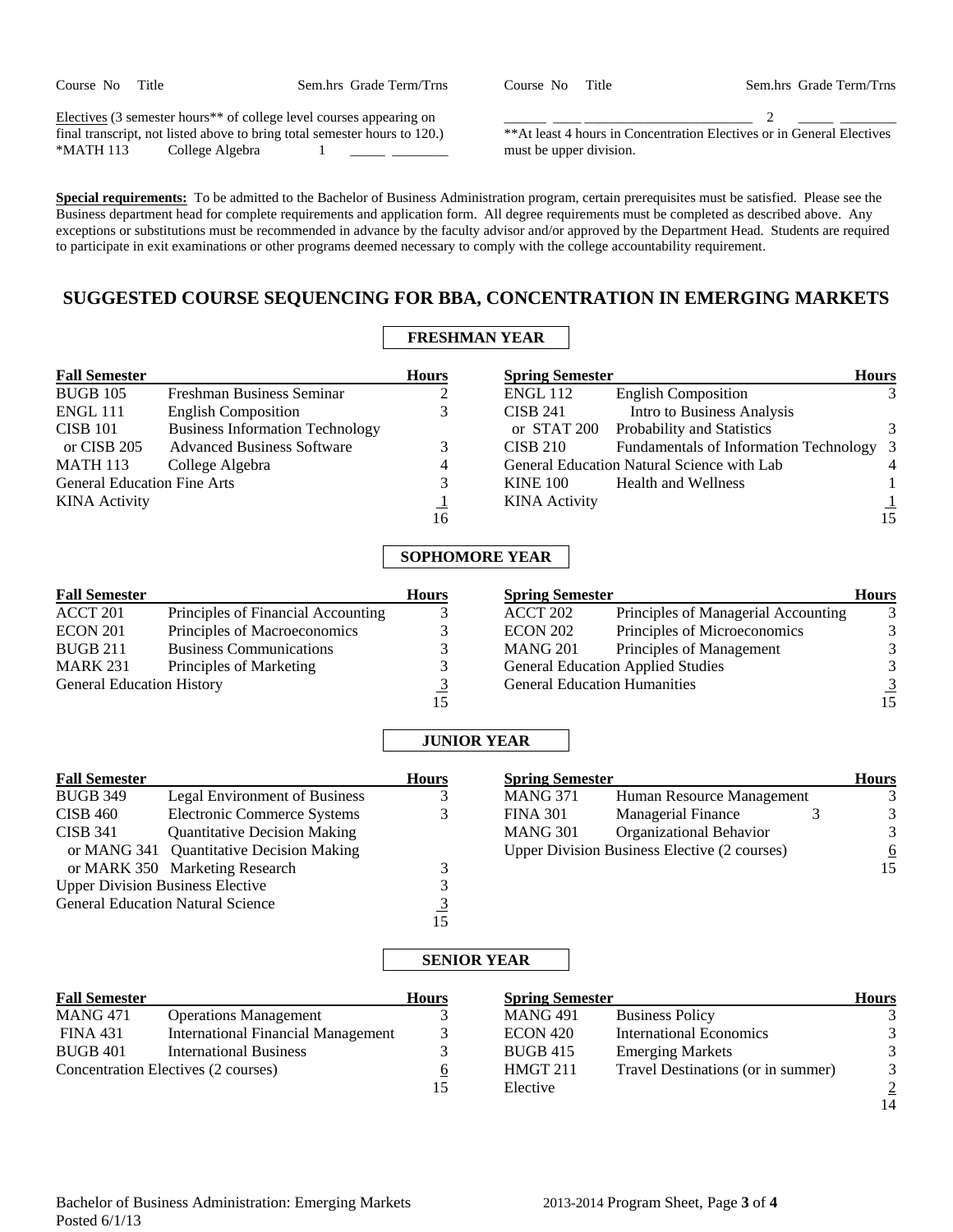| Course No | Title | Sem.hrs | Grade | Term/Trns | Course No | Title | Sem.hrs | Grade | Term/Trns |
|---|---|---|---|---|---|---|---|---|---|
| Electives (3 semester hours** of college level courses appearing on final transcript, not listed above to bring total semester hours to 120.) | | | | | ______ | ____ ________________________ | 2 | _____ | ________ |
| *MATH 113 | College Algebra | 1 | _____ | ________ | | | | | |

**At least 4 hours in Concentration Electives or in General Electives must be upper division.

**Special requirements:** To be admitted to the Bachelor of Business Administration program, certain prerequisites must be satisfied. Please see the Business department head for complete requirements and application form. All degree requirements must be completed as described above. Any exceptions or substitutions must be recommended in advance by the faculty advisor and/or approved by the Department Head. Students are required to participate in exit examinations or other programs deemed necessary to comply with the college accountability requirement.

## SUGGESTED COURSE SEQUENCING FOR BBA, CONCENTRATION IN EMERGING MARKETS

### FRESHMAN YEAR

| Fall Semester | | Hours | Spring Semester | | Hours |
|---|---|---|---|---|---|
| BUGB 105 | Freshman Business Seminar | 2 | ENGL 112 | English Composition | 3 |
| ENGL 111 | English Composition | 3 | CISB 241 | Intro to Business Analysis | |
| CISB 101 | Business Information Technology | | or STAT 200 | Probability and Statistics | 3 |
| or CISB 205 | Advanced Business Software | 3 | CISB 210 | Fundamentals of Information Technology | 3 |
| MATH 113 | College Algebra | 4 | General Education Natural Science with Lab | | 4 |
| General Education Fine Arts | | 3 | KINE 100 | Health and Wellness | 1 |
| KINA Activity | | 1 | KINA Activity | | 1 |
| | | 16 | | | 15 |

### SOPHOMORE YEAR

| Fall Semester | | Hours | Spring Semester | | Hours |
|---|---|---|---|---|---|
| ACCT 201 | Principles of Financial Accounting | 3 | ACCT 202 | Principles of Managerial Accounting | 3 |
| ECON 201 | Principles of Macroeconomics | 3 | ECON 202 | Principles of Microeconomics | 3 |
| BUGB 211 | Business Communications | 3 | MANG 201 | Principles of Management | 3 |
| MARK 231 | Principles of Marketing | 3 | General Education Applied Studies | | 3 |
| General Education History | | 3 | General Education Humanities | | 3 |
| | | 15 | | | 15 |

### JUNIOR YEAR

| Fall Semester | | Hours | Spring Semester | | Hours |
|---|---|---|---|---|---|
| BUGB 349 | Legal Environment of Business | 3 | MANG 371 | Human Resource Management | 3 |
| CISB 460 | Electronic Commerce Systems | 3 | FINA 301 | Managerial Finance 3 | 3 |
| CISB 341 | Quantitative Decision Making | | MANG 301 | Organizational Behavior | 3 |
| or MANG 341 | Quantitative Decision Making | | Upper Division Business Elective (2 courses) | | 6 |
| or MARK 350 | Marketing Research | 3 | | | 15 |
| Upper Division Business Elective | | 3 | | | |
| General Education Natural Science | | 3 | | | |
| | | 15 | | | |

### SENIOR YEAR

| Fall Semester | | Hours | Spring Semester | | Hours |
|---|---|---|---|---|---|
| MANG 471 | Operations Management | 3 | MANG 491 | Business Policy | 3 |
| FINA 431 | International Financial Management | 3 | ECON 420 | International Economics | 3 |
| BUGB 401 | International Business | 3 | BUGB 415 | Emerging Markets | 3 |
| Concentration Electives (2 courses) | | 6 | HMGT 211 | Travel Destinations (or in summer) | 3 |
| | | 15 | Elective | | 2 |
| | | | | | 14 |

Bachelor of Business Administration: Emerging Markets
Posted 6/1/13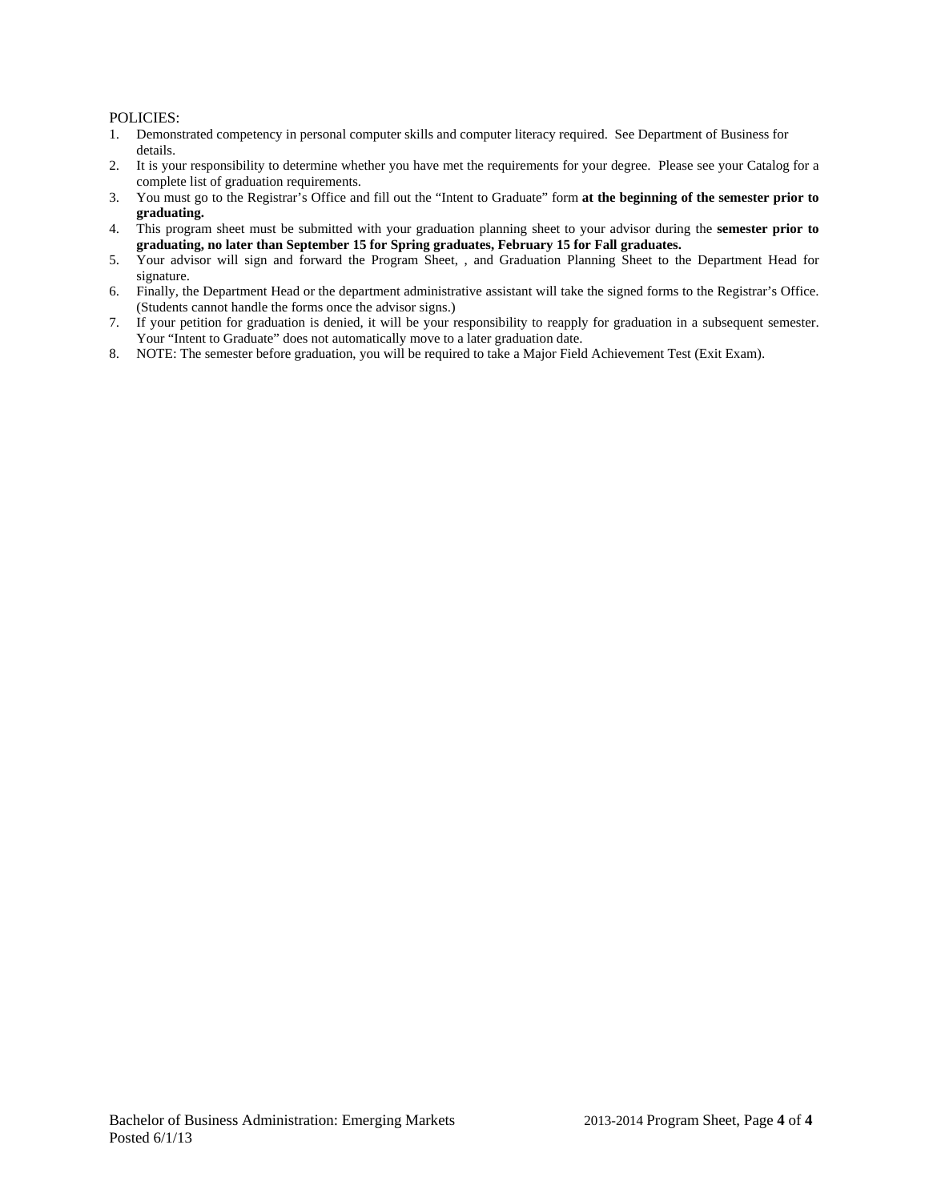POLICIES:

1. Demonstrated competency in personal computer skills and computer literacy required. See Department of Business for details.
2. It is your responsibility to determine whether you have met the requirements for your degree. Please see your Catalog for a complete list of graduation requirements.
3. You must go to the Registrar's Office and fill out the "Intent to Graduate" form **at the beginning of the semester prior to graduating.**
4. This program sheet must be submitted with your graduation planning sheet to your advisor during the **semester prior to graduating, no later than September 15 for Spring graduates, February 15 for Fall graduates.**
5. Your advisor will sign and forward the Program Sheet, , and Graduation Planning Sheet to the Department Head for signature.
6. Finally, the Department Head or the department administrative assistant will take the signed forms to the Registrar's Office. (Students cannot handle the forms once the advisor signs.)
7. If your petition for graduation is denied, it will be your responsibility to reapply for graduation in a subsequent semester. Your "Intent to Graduate" does not automatically move to a later graduation date.
8. NOTE: The semester before graduation, you will be required to take a Major Field Achievement Test (Exit Exam).